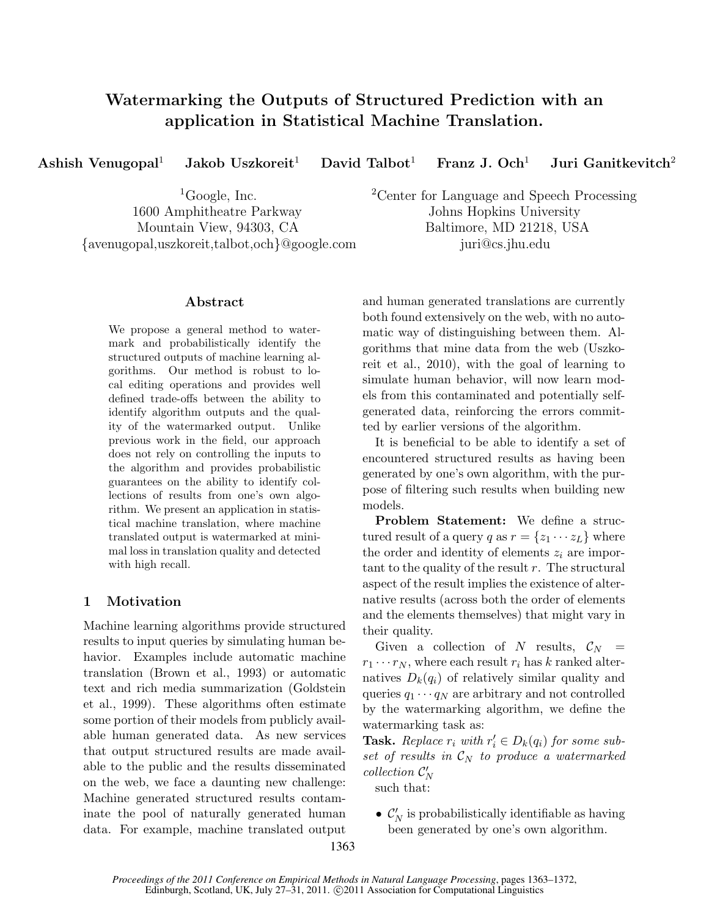# Watermarking the Outputs of Structured Prediction with an application in Statistical Machine Translation.

**Ashish Venugopal**[1] **Jakob Uszkoreit**[1] **David Talbot**[1] **Franz J. Och**[1] **Juri Ganitkevitch**[2]

[1]Google, Inc.
1600 Amphitheatre Parkway
Mountain View, 94303, CA
{avenugopal,uszkoreit,talbot,och}@google.com

[2]Center for Language and Speech Processing
Johns Hopkins University
Baltimore, MD 21218, USA
juri@cs.jhu.edu

## Abstract

We propose a general method to watermark and probabilistically identify the structured outputs of machine learning algorithms. Our method is robust to local editing operations and provides well defined trade-offs between the ability to identify algorithm outputs and the quality of the watermarked output. Unlike previous work in the field, our approach does not rely on controlling the inputs to the algorithm and provides probabilistic guarantees on the ability to identify collections of results from one's own algorithm. We present an application in statistical machine translation, where machine translated output is watermarked at minimal loss in translation quality and detected with high recall.

## 1 Motivation

Machine learning algorithms provide structured results to input queries by simulating human behavior. Examples include automatic machine translation (Brown et al., 1993) or automatic text and rich media summarization (Goldstein et al., 1999). These algorithms often estimate some portion of their models from publicly available human generated data. As new services that output structured results are made available to the public and the results disseminated on the web, we face a daunting new challenge: Machine generated structured results contaminate the pool of naturally generated human data. For example, machine translated output and human generated translations are currently both found extensively on the web, with no automatic way of distinguishing between them. Algorithms that mine data from the web (Uszkoreit et al., 2010), with the goal of learning to simulate human behavior, will now learn models from this contaminated and potentially self-generated data, reinforcing the errors commited by earlier versions of the algorithm.

It is beneficial to be able to identify a set of encountered structured results as having been generated by one's own algorithm, with the purpose of filtering such results when building new models.

**Problem Statement:** We define a structured result of a query $q$ as $r = \{z_1 \cdots z_L\}$ where the order and identity of elements $z_i$ are important to the quality of the result $r$. The structural aspect of the result implies the existence of alternative results (across both the order of elements and the elements themselves) that might vary in their quality.

Given a collection of $N$ results, $\mathcal{C}_N = r_1 \cdots r_N$, where each result $r_i$ has $k$ ranked alternatives $D_k(q_i)$ of relatively similar quality and queries $q_1 \cdots q_N$ are arbitrary and not controlled by the watermarking algorithm, we define the watermarking task as:

**Task.** *Replace $r_i$ with $r'_i \in D_k(q_i)$ for some subset of results in $\mathcal{C}_N$ to produce a watermarked collection $\mathcal{C}'_N$*
such that:

- $\mathcal{C}'_N$ is probabilistically identifiable as having been generated by one's own algorithm.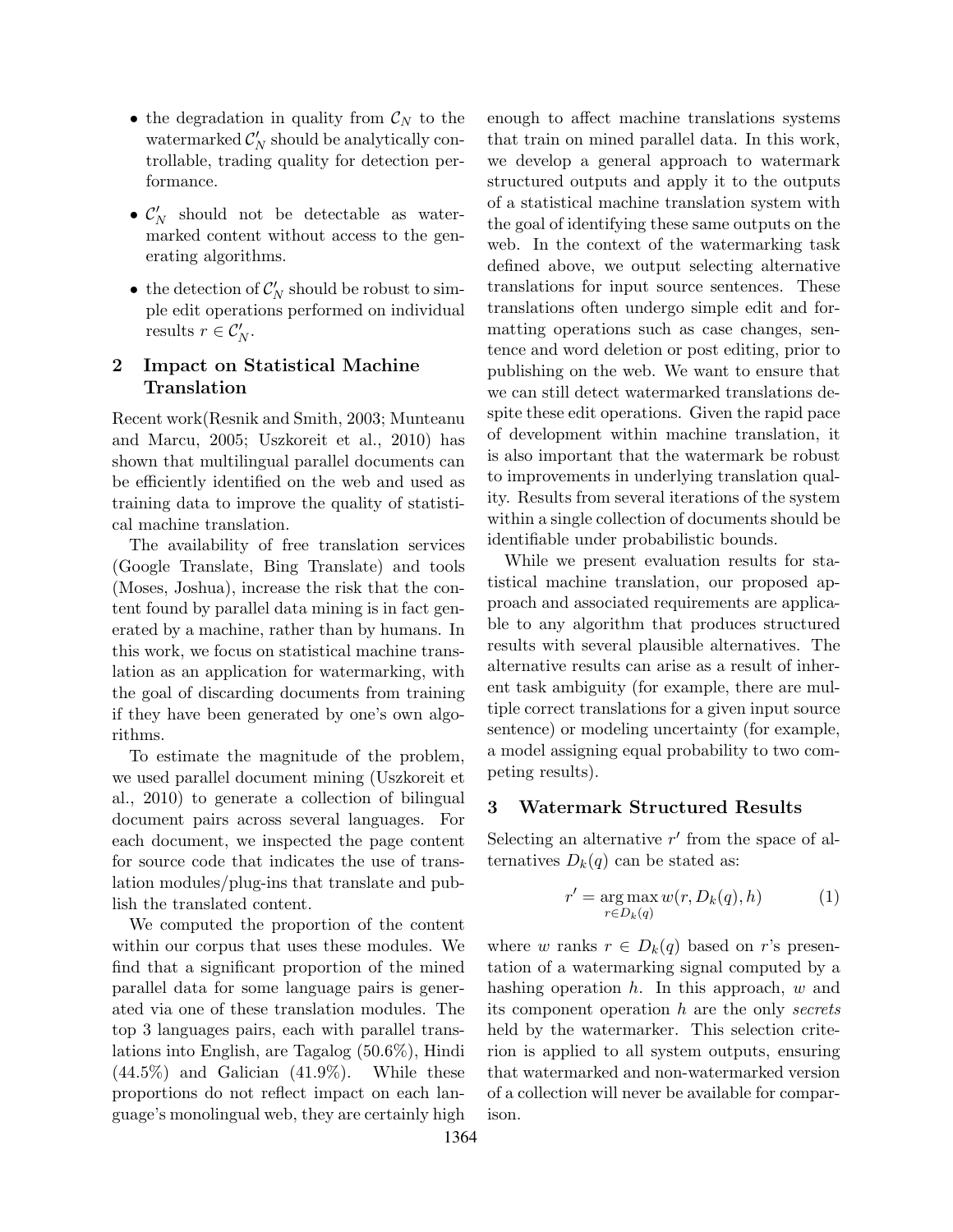- the degradation in quality from $\mathcal{C}_N$ to the watermarked $\mathcal{C}'_N$ should be analytically controllable, trading quality for detection performance.
- $\mathcal{C}'_N$ should not be detectable as watermarked content without access to the generating algorithms.
- the detection of $\mathcal{C}'_N$ should be robust to simple edit operations performed on individual results $r \in \mathcal{C}'_N$.

## 2 Impact on Statistical Machine Translation

Recent work(Resnik and Smith, 2003; Munteanu and Marcu, 2005; Uszkoreit et al., 2010) has shown that multilingual parallel documents can be efficiently identified on the web and used as training data to improve the quality of statistical machine translation.

The availability of free translation services (Google Translate, Bing Translate) and tools (Moses, Joshua), increase the risk that the content found by parallel data mining is in fact generated by a machine, rather than by humans. In this work, we focus on statistical machine translation as an application for watermarking, with the goal of discarding documents from training if they have been generated by one's own algorithms.

To estimate the magnitude of the problem, we used parallel document mining (Uszkoreit et al., 2010) to generate a collection of bilingual document pairs across several languages. For each document, we inspected the page content for source code that indicates the use of translation modules/plug-ins that translate and publish the translated content.

We computed the proportion of the content within our corpus that uses these modules. We find that a significant proportion of the mined parallel data for some language pairs is generated via one of these translation modules. The top 3 languages pairs, each with parallel translations into English, are Tagalog (50.6%), Hindi (44.5%) and Galician (41.9%). While these proportions do not reflect impact on each language's monolingual web, they are certainly high enough to affect machine translations systems that train on mined parallel data. In this work, we develop a general approach to watermark structured outputs and apply it to the outputs of a statistical machine translation system with the goal of identifying these same outputs on the web. In the context of the watermarking task defined above, we output selecting alternative translations for input source sentences. These translations often undergo simple edit and formatting operations such as case changes, sentence and word deletion or post editing, prior to publishing on the web. We want to ensure that we can still detect watermarked translations despite these edit operations. Given the rapid pace of development within machine translation, it is also important that the watermark be robust to improvements in underlying translation quality. Results from several iterations of the system within a single collection of documents should be identifiable under probabilistic bounds.

While we present evaluation results for statistical machine translation, our proposed approach and associated requirements are applicable to any algorithm that produces structured results with several plausible alternatives. The alternative results can arise as a result of inherent task ambiguity (for example, there are multiple correct translations for a given input source sentence) or modeling uncertainty (for example, a model assigning equal probability to two competing results).

## 3 Watermark Structured Results

Selecting an alternative $r'$ from the space of alternatives $D_k(q)$ can be stated as:

$$r' = \operatorname*{arg\,max}_{r \in D_k(q)} w(r, D_k(q), h) \tag{1}$$

where $w$ ranks $r \in D_k(q)$ based on $r$'s presentation of a watermarking signal computed by a hashing operation $h$. In this approach, $w$ and its component operation $h$ are the only *secrets* held by the watermarker. This selection criterion is applied to all system outputs, ensuring that watermarked and non-watermarked version of a collection will never be available for comparison.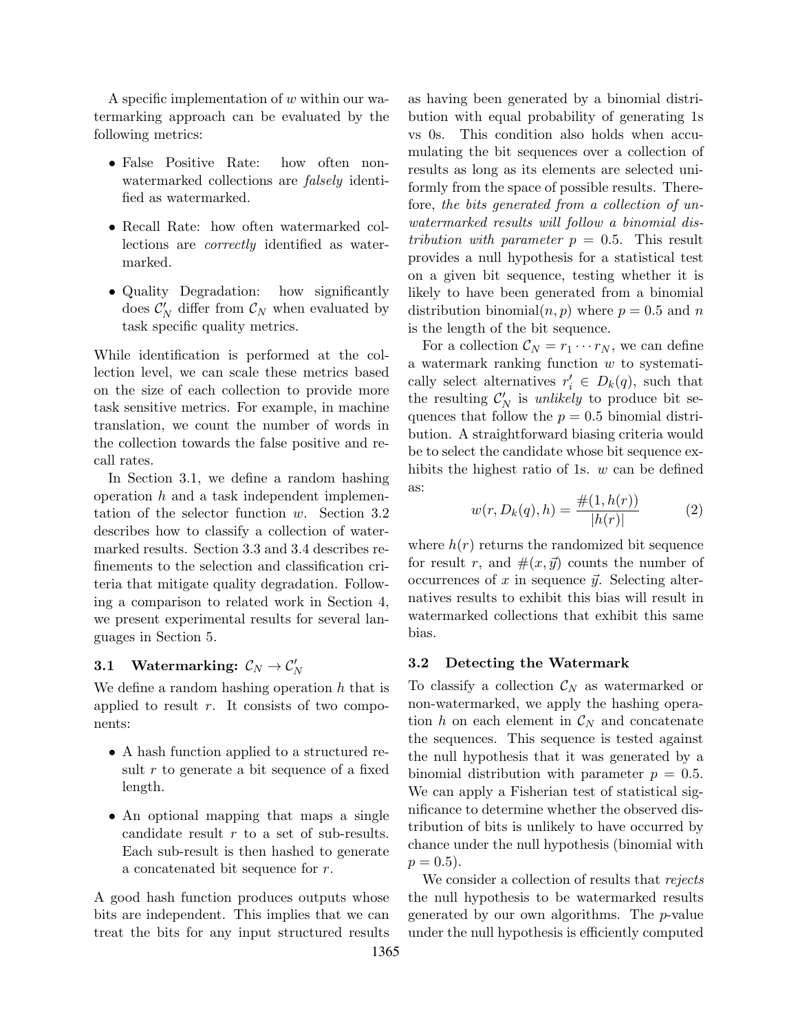A specific implementation of $w$ within our watermarking approach can be evaluated by the following metrics:

- False Positive Rate: how often non-watermarked collections are *falsely* identified as watermarked.
- Recall Rate: how often watermarked collections are *correctly* identified as watermarked.
- Quality Degradation: how significantly does $\mathcal{C}'_N$ differ from $\mathcal{C}_N$ when evaluated by task specific quality metrics.

While identification is performed at the collection level, we can scale these metrics based on the size of each collection to provide more task sensitive metrics. For example, in machine translation, we count the number of words in the collection towards the false positive and recall rates.

In Section 3.1, we define a random hashing operation $h$ and a task independent implementation of the selector function $w$. Section 3.2 describes how to classify a collection of watermarked results. Section 3.3 and 3.4 describes refinements to the selection and classification criteria that mitigate quality degradation. Following a comparison to related work in Section 4, we present experimental results for several languages in Section 5.

### 3.1 Watermarking: $\mathcal{C}_N \rightarrow \mathcal{C}'_N$

We define a random hashing operation $h$ that is applied to result $r$. It consists of two components:

- A hash function applied to a structured result $r$ to generate a bit sequence of a fixed length.
- An optional mapping that maps a single candidate result $r$ to a set of sub-results. Each sub-result is then hashed to generate a concatenated bit sequence for $r$.

A good hash function produces outputs whose bits are independent. This implies that we can treat the bits for any input structured results as having been generated by a binomial distribution with equal probability of generating 1s vs 0s. This condition also holds when accumulating the bit sequences over a collection of results as long as its elements are selected uniformly from the space of possible results. Therefore, *the bits generated from a collection of unwatermarked results will follow a binomial distribution with parameter $p = 0.5$*. This result provides a null hypothesis for a statistical test on a given bit sequence, testing whether it is likely to have been generated from a binomial distribution binomial$(n, p)$ where $p = 0.5$ and $n$ is the length of the bit sequence.

For a collection $\mathcal{C}_N = r_1 \cdots r_N$, we can define a watermark ranking function $w$ to systematically select alternatives $r'_i \in D_k(q)$, such that the resulting $\mathcal{C}'_N$ is *unlikely* to produce bit sequences that follow the $p = 0.5$ binomial distribution. A straightforward biasing criteria would be to select the candidate whose bit sequence exhibits the highest ratio of 1s. $w$ can be defined as:

$$w(r, D_k(q), h) = \frac{\#(1, h(r))}{|h(r)|} \tag{2}$$

where $h(r)$ returns the randomized bit sequence for result $r$, and $\#(x, \vec{y})$ counts the number of occurrences of $x$ in sequence $\vec{y}$. Selecting alternatives results to exhibit this bias will result in watermarked collections that exhibit this same bias.

### 3.2 Detecting the Watermark

To classify a collection $\mathcal{C}_N$ as watermarked or non-watermarked, we apply the hashing operation $h$ on each element in $\mathcal{C}_N$ and concatenate the sequences. This sequence is tested against the null hypothesis that it was generated by a binomial distribution with parameter $p = 0.5$. We can apply a Fisherian test of statistical significance to determine whether the observed distribution of bits is unlikely to have occurred by chance under the null hypothesis (binomial with $p = 0.5$).

We consider a collection of results that *rejects* the null hypothesis to be watermarked results generated by our own algorithms. The $p$-value under the null hypothesis is efficiently computed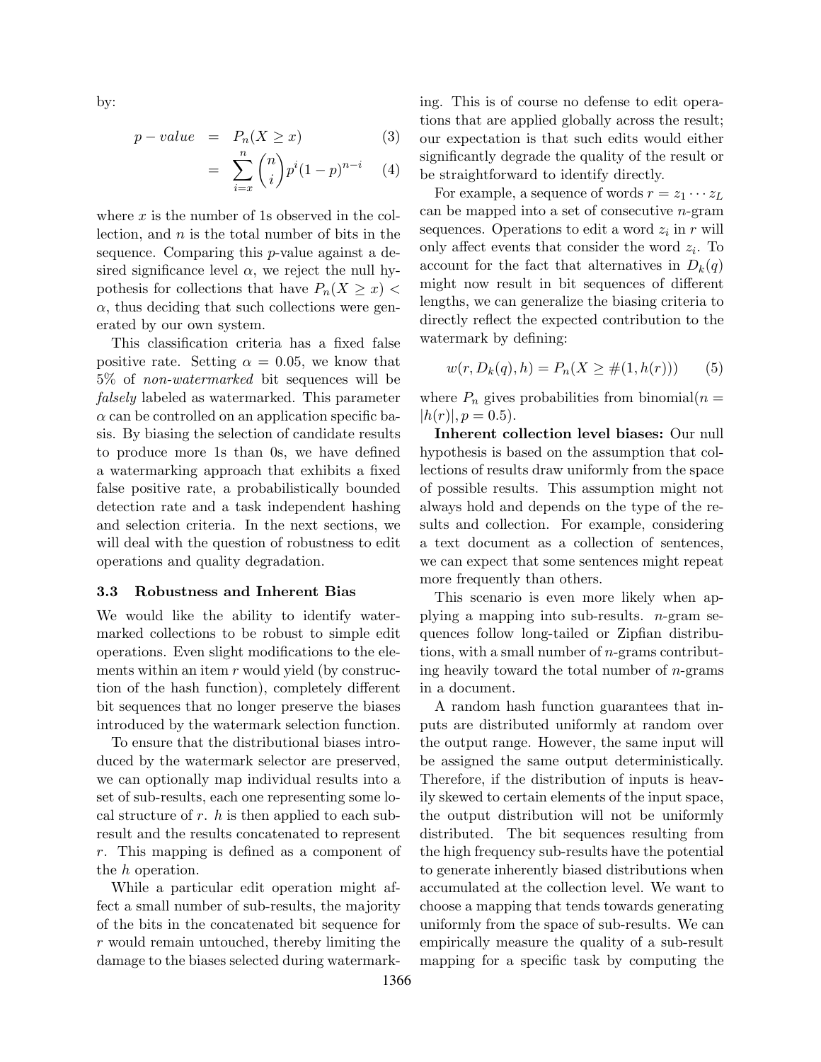by:

$$p - value = P_n(X \geq x) \tag{3}$$

$$= \sum_{i=x}^{n} \binom{n}{i} p^i (1-p)^{n-i} \tag{4}$$

where $x$ is the number of 1s observed in the collection, and $n$ is the total number of bits in the sequence. Comparing this $p$-value against a desired significance level $\alpha$, we reject the null hypothesis for collections that have $P_n(X \geq x) < \alpha$, thus deciding that such collections were generated by our own system.

This classification criteria has a fixed false positive rate. Setting $\alpha = 0.05$, we know that 5% of *non-watermarked* bit sequences will be *falsely* labeled as watermarked. This parameter $\alpha$ can be controlled on an application specific basis. By biasing the selection of candidate results to produce more 1s than 0s, we have defined a watermarking approach that exhibits a fixed false positive rate, a probabilistically bounded detection rate and a task independent hashing and selection criteria. In the next sections, we will deal with the question of robustness to edit operations and quality degradation.

### 3.3 Robustness and Inherent Bias

We would like the ability to identify watermarked collections to be robust to simple edit operations. Even slight modifications to the elements within an item $r$ would yield (by construction of the hash function), completely different bit sequences that no longer preserve the biases introduced by the watermark selection function.

To ensure that the distributional biases introduced by the watermark selector are preserved, we can optionally map individual results into a set of sub-results, each one representing some local structure of $r$. $h$ is then applied to each sub-result and the results concatenated to represent $r$. This mapping is defined as a component of the $h$ operation.

While a particular edit operation might affect a small number of sub-results, the majority of the bits in the concatenated bit sequence for $r$ would remain untouched, thereby limiting the damage to the biases selected during watermarking. This is of course no defense to edit operations that are applied globally across the result; our expectation is that such edits would either significantly degrade the quality of the result or be straightforward to identify directly.

For example, a sequence of words $r = z_1 \cdots z_L$ can be mapped into a set of consecutive $n$-gram sequences. Operations to edit a word $z_i$ in $r$ will only affect events that consider the word $z_i$. To account for the fact that alternatives in $D_k(q)$ might now result in bit sequences of different lengths, we can generalize the biasing criteria to directly reflect the expected contribution to the watermark by defining:

$$w(r, D_k(q), h) = P_n(X \geq \#(1, h(r))) \tag{5}$$

where $P_n$ gives probabilities from binomial$(n = |h(r)|, p = 0.5)$.

**Inherent collection level biases:** Our null hypothesis is based on the assumption that collections of results draw uniformly from the space of possible results. This assumption might not always hold and depends on the type of the results and collection. For example, considering a text document as a collection of sentences, we can expect that some sentences might repeat more frequently than others.

This scenario is even more likely when applying a mapping into sub-results. $n$-gram sequences follow long-tailed or Zipfian distributions, with a small number of $n$-grams contributing heavily toward the total number of $n$-grams in a document.

A random hash function guarantees that inputs are distributed uniformly at random over the output range. However, the same input will be assigned the same output deterministically. Therefore, if the distribution of inputs is heavily skewed to certain elements of the input space, the output distribution will not be uniformly distributed. The bit sequences resulting from the high frequency sub-results have the potential to generate inherently biased distributions when accumulated at the collection level. We want to choose a mapping that tends towards generating uniformly from the space of sub-results. We can empirically measure the quality of a sub-result mapping for a specific task by computing the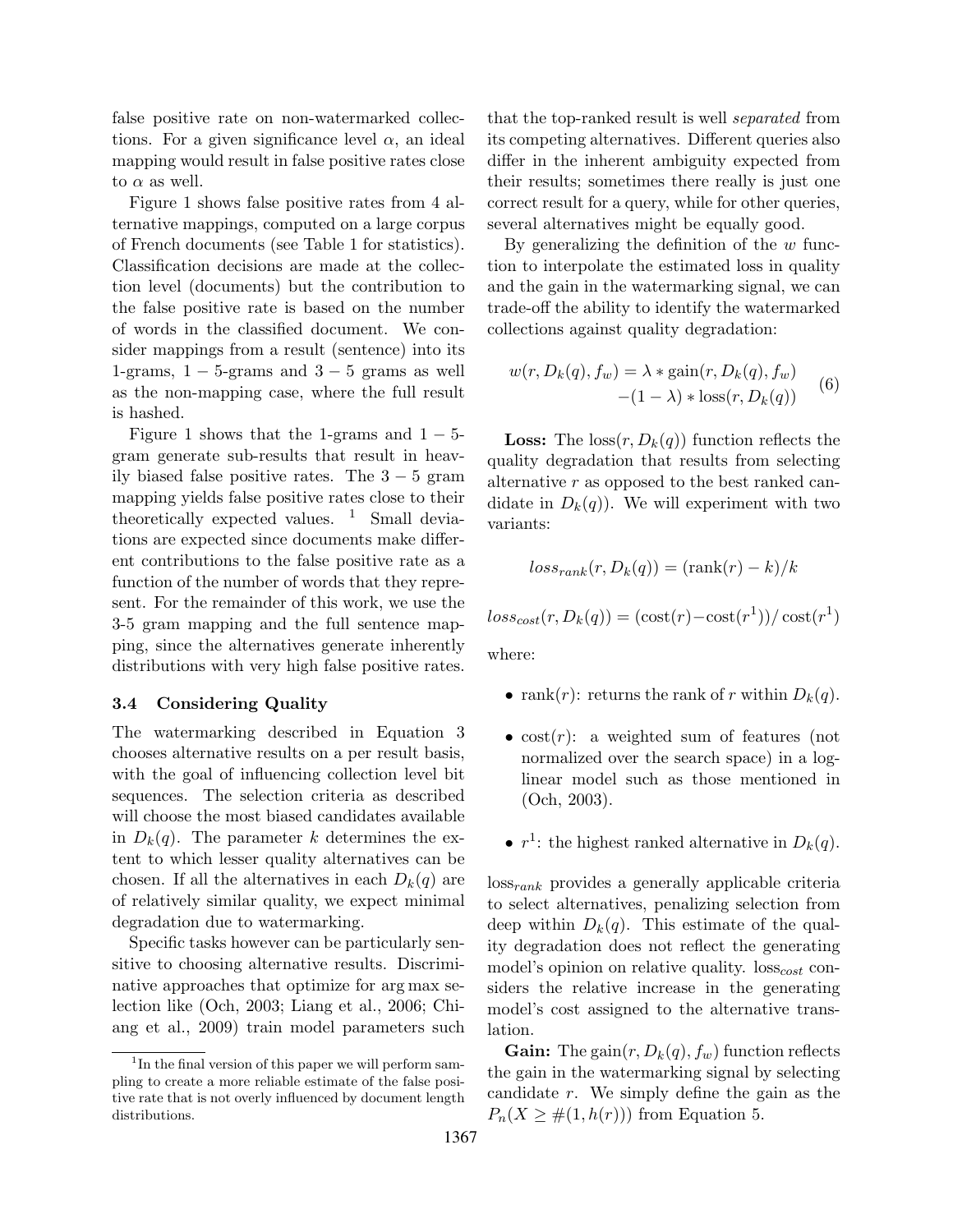false positive rate on non-watermarked collections. For a given significance level $\alpha$, an ideal mapping would result in false positive rates close to $\alpha$ as well.

Figure 1 shows false positive rates from 4 alternative mappings, computed on a large corpus of French documents (see Table 1 for statistics). Classification decisions are made at the collection level (documents) but the contribution to the false positive rate is based on the number of words in the classified document. We consider mappings from a result (sentence) into its 1-grams, $1-5$-grams and $3-5$ grams as well as the non-mapping case, where the full result is hashed.

Figure 1 shows that the 1-grams and $1-5$-gram generate sub-results that result in heavily biased false positive rates. The $3-5$ gram mapping yields false positive rates close to their theoretically expected values. [1] Small deviations are expected since documents make different contributions to the false positive rate as a function of the number of words that they represent. For the remainder of this work, we use the 3-5 gram mapping and the full sentence mapping, since the alternatives generate inherently distributions with very high false positive rates.

### 3.4 Considering Quality

The watermarking described in Equation 3 chooses alternative results on a per result basis, with the goal of influencing collection level bit sequences. The selection criteria as described will choose the most biased candidates available in $D_k(q)$. The parameter $k$ determines the extent to which lesser quality alternatives can be chosen. If all the alternatives in each $D_k(q)$ are of relatively similar quality, we expect minimal degradation due to watermarking.

Specific tasks however can be particularly sensitive to choosing alternative results. Discriminative approaches that optimize for arg max selection like (Och, 2003; Liang et al., 2006; Chiang et al., 2009) train model parameters such that the top-ranked result is well *separated* from its competing alternatives. Different queries also differ in the inherent ambiguity expected from their results; sometimes there really is just one correct result for a query, while for other queries, several alternatives might be equally good.

By generalizing the definition of the $w$ function to interpolate the estimated loss in quality and the gain in the watermarking signal, we can trade-off the ability to identify the watermarked collections against quality degradation:

$$w(r, D_k(q), f_w) = \lambda * \text{gain}(r, D_k(q), f_w) - (1-\lambda) * \text{loss}(r, D_k(q)) \quad (6)$$

**Loss:** The $\text{loss}(r, D_k(q))$ function reflects the quality degradation that results from selecting alternative $r$ as opposed to the best ranked candidate in $D_k(q)$). We will experiment with two variants:

$$loss_{rank}(r, D_k(q)) = (\text{rank}(r) - k)/k$$

$$loss_{cost}(r, D_k(q)) = (\text{cost}(r) - \text{cost}(r^1))/\text{cost}(r^1)$$

where:

- $\text{rank}(r)$: returns the rank of $r$ within $D_k(q)$.
- $\text{cost}(r)$: a weighted sum of features (not normalized over the search space) in a log-linear model such as those mentioned in (Och, 2003).
- $r^1$: the highest ranked alternative in $D_k(q)$.

$\text{loss}_{rank}$ provides a generally applicable criteria to select alternatives, penalizing selection from deep within $D_k(q)$. This estimate of the quality degradation does not reflect the generating model's opinion on relative quality. $\text{loss}_{cost}$ considers the relative increase in the generating model's cost assigned to the alternative translation.

**Gain:** The $\text{gain}(r, D_k(q), f_w)$ function reflects the gain in the watermarking signal by selecting candidate $r$. We simply define the gain as the $P_n(X \geq \#(1, h(r)))$ from Equation 5.

[1] In the final version of this paper we will perform sampling to create a more reliable estimate of the false positive rate that is not overly influenced by document length distributions.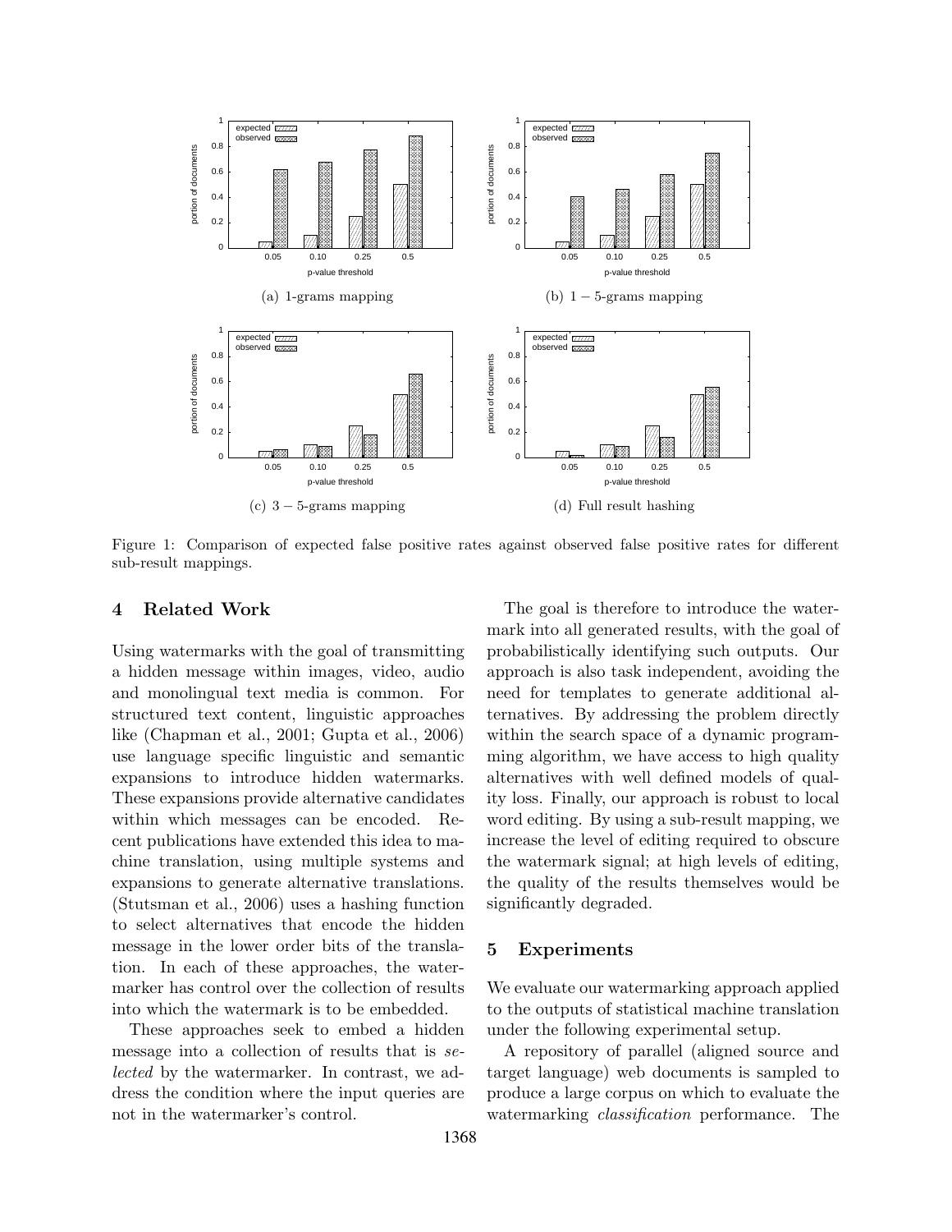(a) 1-grams mapping

(b) $1-5$-grams mapping

(c) $3-5$-grams mapping

(d) Full result hashing

Figure 1: Comparison of expected false positive rates against observed false positive rates for different sub-result mappings.

## 4 Related Work

Using watermarks with the goal of transmitting a hidden message within images, video, audio and monolingual text media is common. For structured text content, linguistic approaches like (Chapman et al., 2001; Gupta et al., 2006) use language specific linguistic and semantic expansions to introduce hidden watermarks. These expansions provide alternative candidates within which messages can be encoded. Recent publications have extended this idea to machine translation, using multiple systems and expansions to generate alternative translations. (Stutsman et al., 2006) uses a hashing function to select alternatives that encode the hidden message in the lower order bits of the translation. In each of these approaches, the watermarker has control over the collection of results into which the watermark is to be embedded.

These approaches seek to embed a hidden message into a collection of results that is *selected* by the watermarker. In contrast, we address the condition where the input queries are not in the watermarker's control.

The goal is therefore to introduce the watermark into all generated results, with the goal of probabilistically identifying such outputs. Our approach is also task independent, avoiding the need for templates to generate additional alternatives. By addressing the problem directly within the search space of a dynamic programming algorithm, we have access to high quality alternatives with well defined models of quality loss. Finally, our approach is robust to local word editing. By using a sub-result mapping, we increase the level of editing required to obscure the watermark signal; at high levels of editing, the quality of the results themselves would be significantly degraded.

## 5 Experiments

We evaluate our watermarking approach applied to the outputs of statistical machine translation under the following experimental setup.

A repository of parallel (aligned source and target language) web documents is sampled to produce a large corpus on which to evaluate the watermarking *classification* performance. The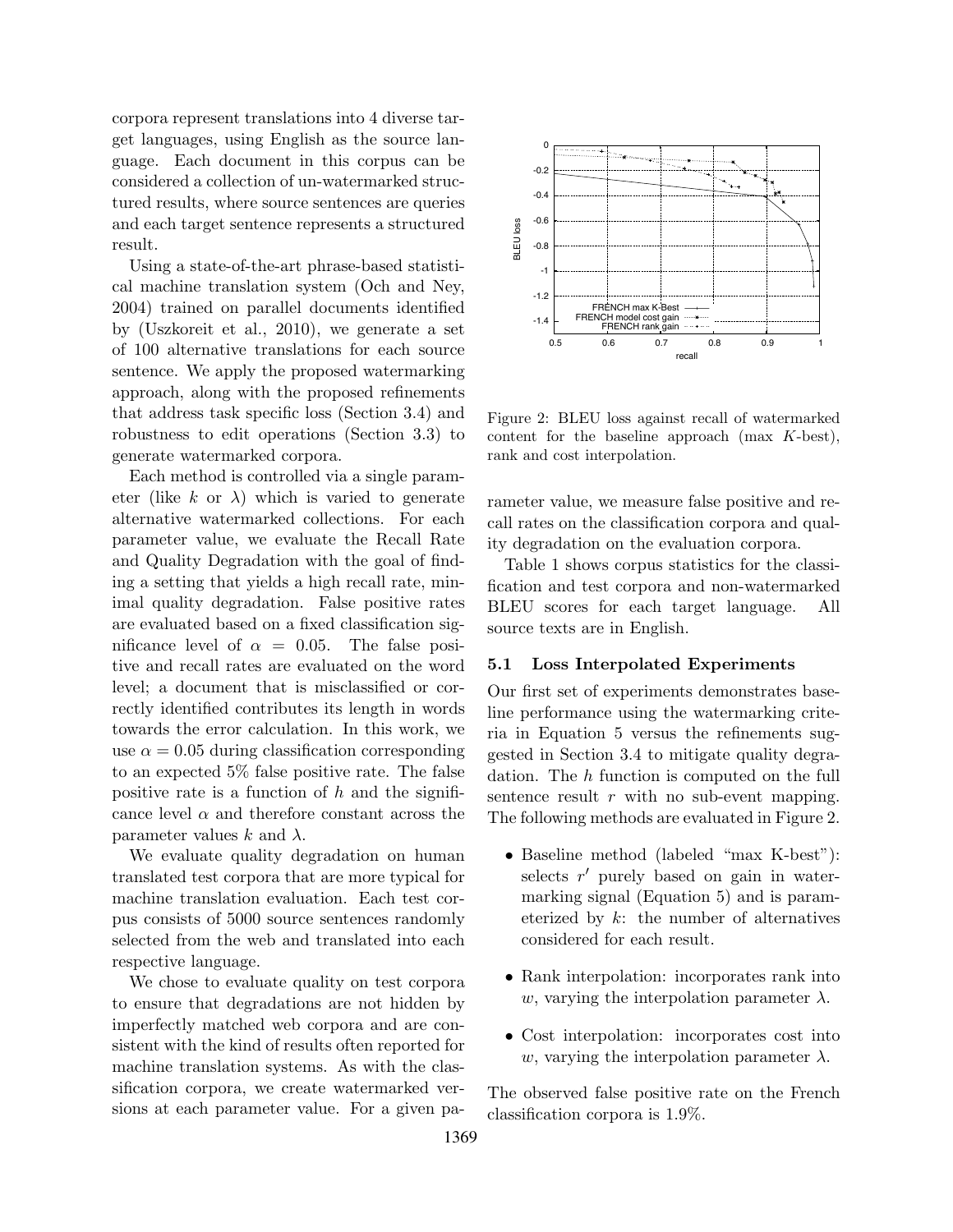corpora represent translations into 4 diverse target languages, using English as the source language. Each document in this corpus can be considered a collection of un-watermarked structured results, where source sentences are queries and each target sentence represents a structured result.

Using a state-of-the-art phrase-based statistical machine translation system (Och and Ney, 2004) trained on parallel documents identified by (Uszkoreit et al., 2010), we generate a set of 100 alternative translations for each source sentence. We apply the proposed watermarking approach, along with the proposed refinements that address task specific loss (Section 3.4) and robustness to edit operations (Section 3.3) to generate watermarked corpora.

Each method is controlled via a single parameter (like $k$ or $\lambda$) which is varied to generate alternative watermarked collections. For each parameter value, we evaluate the Recall Rate and Quality Degradation with the goal of finding a setting that yields a high recall rate, minimal quality degradation. False positive rates are evaluated based on a fixed classification significance level of $\alpha = 0.05$. The false positive and recall rates are evaluated on the word level; a document that is misclassified or correctly identified contributes its length in words towards the error calculation. In this work, we use $\alpha = 0.05$ during classification corresponding to an expected 5% false positive rate. The false positive rate is a function of $h$ and the significance level $\alpha$ and therefore constant across the parameter values $k$ and $\lambda$.

We evaluate quality degradation on human translated test corpora that are more typical for machine translation evaluation. Each test corpus consists of 5000 source sentences randomly selected from the web and translated into each respective language.

We chose to evaluate quality on test corpora to ensure that degradations are not hidden by imperfectly matched web corpora and are consistent with the kind of results often reported for machine translation systems. As with the classification corpora, we create watermarked versions at each parameter value. For a given parameter value, we measure false positive and recall rates on the classification corpora and quality degradation on the evaluation corpora.

Figure 2: BLEU loss against recall of watermarked content for the baseline approach (max $K$-best), rank and cost interpolation.

Table 1 shows corpus statistics for the classification and test corpora and non-watermarked BLEU scores for each target language. All source texts are in English.

### 5.1 Loss Interpolated Experiments

Our first set of experiments demonstrates baseline performance using the watermarking criteria in Equation 5 versus the refinements suggested in Section 3.4 to mitigate quality degradation. The $h$ function is computed on the full sentence result $r$ with no sub-event mapping. The following methods are evaluated in Figure 2.

- Baseline method (labeled "max K-best"): selects $r'$ purely based on gain in watermarking signal (Equation 5) and is parameterized by $k$: the number of alternatives considered for each result.
- Rank interpolation: incorporates rank into $w$, varying the interpolation parameter $\lambda$.
- Cost interpolation: incorporates cost into $w$, varying the interpolation parameter $\lambda$.

The observed false positive rate on the French classification corpora is 1.9%.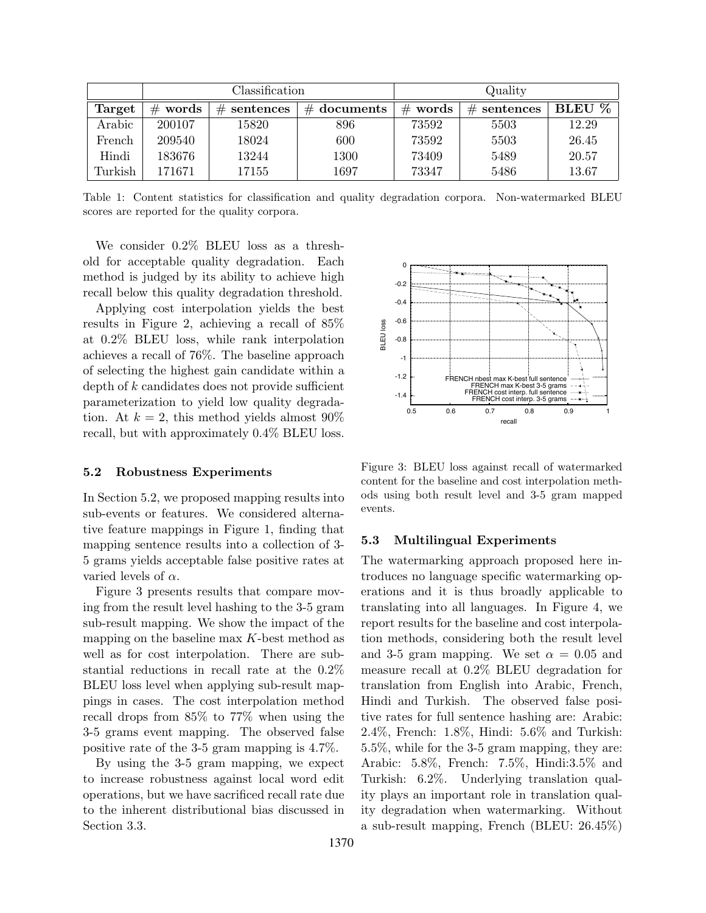| | Classification | | | Quality | | |
|---|---|---|---|---|---|---|
| **Target** | **# words** | **# sentences** | **# documents** | **# words** | **# sentences** | **BLEU %** |
| Arabic | 200107 | 15820 | 896 | 73592 | 5503 | 12.29 |
| French | 209540 | 18024 | 600 | 73592 | 5503 | 26.45 |
| Hindi | 183676 | 13244 | 1300 | 73409 | 5489 | 20.57 |
| Turkish | 171671 | 17155 | 1697 | 73347 | 5486 | 13.67 |

Table 1: Content statistics for classification and quality degradation corpora. Non-watermarked BLEU scores are reported for the quality corpora.

We consider 0.2% BLEU loss as a threshold for acceptable quality degradation. Each method is judged by its ability to achieve high recall below this quality degradation threshold.

Applying cost interpolation yields the best results in Figure 2, achieving a recall of 85% at 0.2% BLEU loss, while rank interpolation achieves a recall of 76%. The baseline approach of selecting the highest gain candidate within a depth of $k$ candidates does not provide sufficient parameterization to yield low quality degradation. At $k = 2$, this method yields almost 90% recall, but with approximately 0.4% BLEU loss.

### 5.2 Robustness Experiments

In Section 5.2, we proposed mapping results into sub-events or features. We considered alternative feature mappings in Figure 1, finding that mapping sentence results into a collection of 3-5 grams yields acceptable false positive rates at varied levels of $\alpha$.

Figure 3 presents results that compare moving from the result level hashing to the 3-5 gram sub-result mapping. We show the impact of the mapping on the baseline max $K$-best method as well as for cost interpolation. There are substantial reductions in recall rate at the 0.2% BLEU loss level when applying sub-result mappings in cases. The cost interpolation method recall drops from 85% to 77% when using the 3-5 grams event mapping. The observed false positive rate of the 3-5 gram mapping is 4.7%.

By using the 3-5 gram mapping, we expect to increase robustness against local word edit operations, but we have sacrificed recall rate due to the inherent distributional bias discussed in Section 3.3.

Figure 3: BLEU loss against recall of watermarked content for the baseline and cost interpolation methods using both result level and 3-5 gram mapped events.

### 5.3 Multilingual Experiments

The watermarking approach proposed here introduces no language specific watermarking operations and it is thus broadly applicable to translating into all languages. In Figure 4, we report results for the baseline and cost interpolation methods, considering both the result level and 3-5 gram mapping. We set $\alpha = 0.05$ and measure recall at 0.2% BLEU degradation for translation from English into Arabic, French, Hindi and Turkish. The observed false positive rates for full sentence hashing are: Arabic: 2.4%, French: 1.8%, Hindi: 5.6% and Turkish: 5.5%, while for the 3-5 gram mapping, they are: Arabic: 5.8%, French: 7.5%, Hindi:3.5% and Turkish: 6.2%. Underlying translation quality plays an important role in translation quality degradation when watermarking. Without a sub-result mapping, French (BLEU: 26.45%)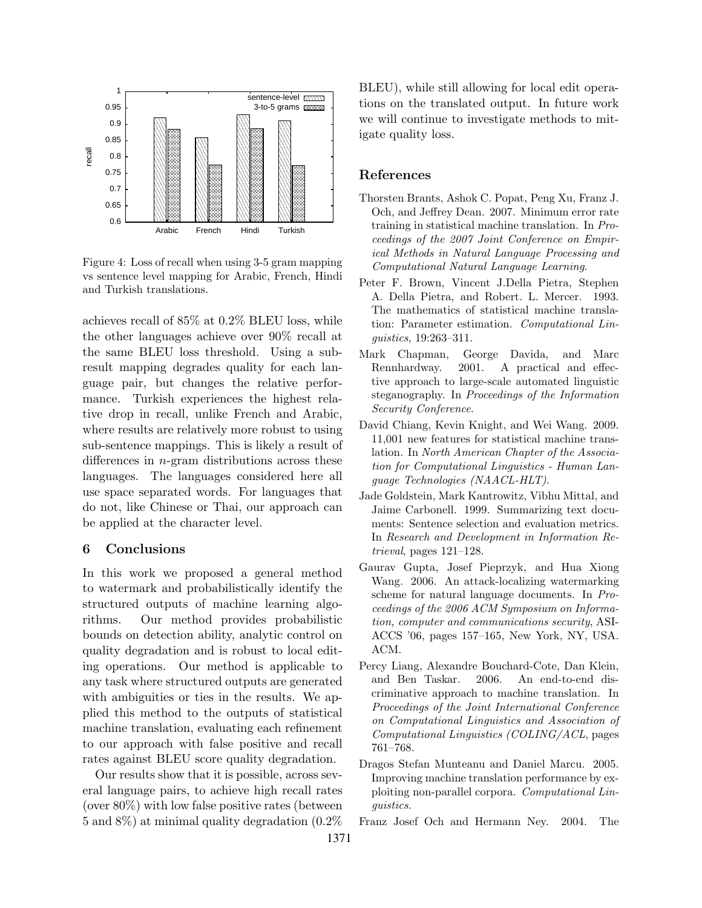Figure 4: Loss of recall when using 3-5 gram mapping vs sentence level mapping for Arabic, French, Hindi and Turkish translations.

achieves recall of 85% at 0.2% BLEU loss, while the other languages achieve over 90% recall at the same BLEU loss threshold. Using a subresult mapping degrades quality for each language pair, but changes the relative performance. Turkish experiences the highest relative drop in recall, unlike French and Arabic, where results are relatively more robust to using sub-sentence mappings. This is likely a result of differences in $n$-gram distributions across these languages. The languages considered here all use space separated words. For languages that do not, like Chinese or Thai, our approach can be applied at the character level.

## 6 Conclusions

In this work we proposed a general method to watermark and probabilistically identify the structured outputs of machine learning algorithms. Our method provides probabilistic bounds on detection ability, analytic control on quality degradation and is robust to local editing operations. Our method is applicable to any task where structured outputs are generated with ambiguities or ties in the results. We applied this method to the outputs of statistical machine translation, evaluating each refinement to our approach with false positive and recall rates against BLEU score quality degradation.

Our results show that it is possible, across several language pairs, to achieve high recall rates (over 80%) with low false positive rates (between 5 and 8%) at minimal quality degradation (0.2% BLEU), while still allowing for local edit operations on the translated output. In future work we will continue to investigate methods to mitigate quality loss.

## References

Thorsten Brants, Ashok C. Popat, Peng Xu, Franz J. Och, and Jeffrey Dean. 2007. Minimum error rate training in statistical machine translation. In *Proceedings of the 2007 Joint Conference on Empirical Methods in Natural Language Processing and Computational Natural Language Learning*.

Peter F. Brown, Vincent J.Della Pietra, Stephen A. Della Pietra, and Robert. L. Mercer. 1993. The mathematics of statistical machine translation: Parameter estimation. *Computational Linguistics*, 19:263–311.

Mark Chapman, George Davida, and Marc Rennhardway. 2001. A practical and effective approach to large-scale automated linguistic steganography. In *Proceedings of the Information Security Conference*.

David Chiang, Kevin Knight, and Wei Wang. 2009. 11,001 new features for statistical machine translation. In *North American Chapter of the Association for Computational Linguistics - Human Language Technologies (NAACL-HLT)*.

Jade Goldstein, Mark Kantrowitz, Vibhu Mittal, and Jaime Carbonell. 1999. Summarizing text documents: Sentence selection and evaluation metrics. In *Research and Development in Information Retrieval*, pages 121–128.

Gaurav Gupta, Josef Pieprzyk, and Hua Xiong Wang. 2006. An attack-localizing watermarking scheme for natural language documents. In *Proceedings of the 2006 ACM Symposium on Information, computer and communications security*, ASIACCS '06, pages 157–165, New York, NY, USA. ACM.

Percy Liang, Alexandre Bouchard-Cote, Dan Klein, and Ben Taskar. 2006. An end-to-end discriminative approach to machine translation. In *Proceedings of the Joint International Conference on Computational Linguistics and Association of Computational Linguistics (COLING/ACL*, pages 761–768.

Dragos Stefan Munteanu and Daniel Marcu. 2005. Improving machine translation performance by exploiting non-parallel corpora. *Computational Linguistics*.

Franz Josef Och and Hermann Ney. 2004. The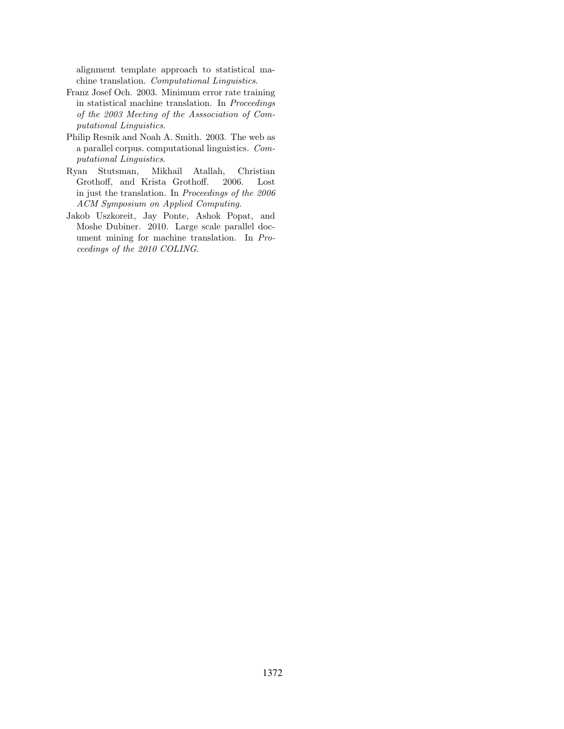alignment template approach to statistical machine translation. *Computational Linguistics*.

Franz Josef Och. 2003. Minimum error rate training in statistical machine translation. In *Proceedings of the 2003 Meeting of the Asssociation of Computational Linguistics*.

Philip Resnik and Noah A. Smith. 2003. The web as a parallel corpus. computational linguistics. *Computational Linguistics*.

Ryan Stutsman, Mikhail Atallah, Christian Grothoff, and Krista Grothoff. 2006. Lost in just the translation. In *Proceedings of the 2006 ACM Symposium on Applied Computing*.

Jakob Uszkoreit, Jay Ponte, Ashok Popat, and Moshe Dubiner. 2010. Large scale parallel document mining for machine translation. In *Proceedings of the 2010 COLING*.